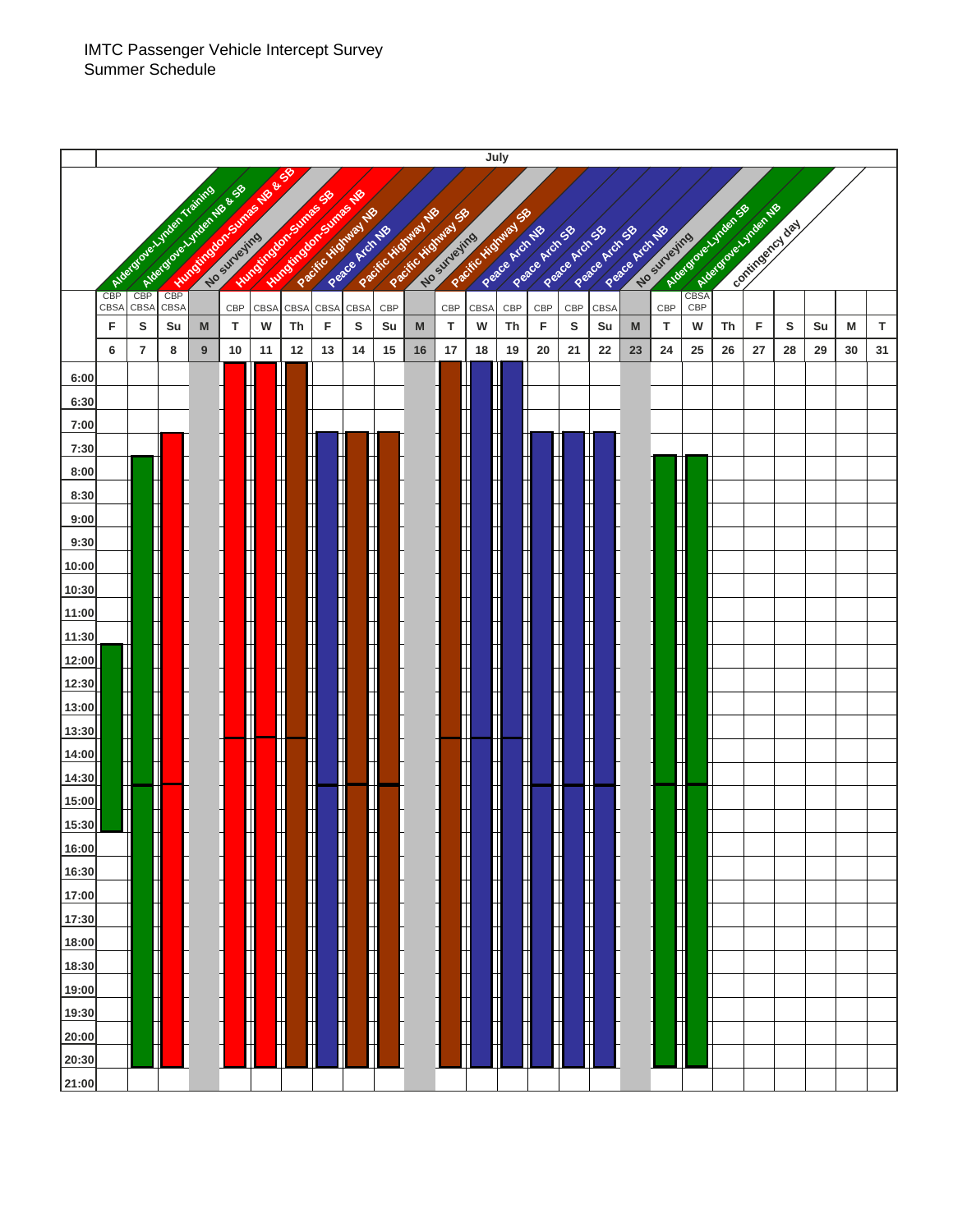IMTC Passenger Vehicle Intercept Survey
Summer Schedule

| July | | | | |
|---|---|---|---|---|
| **Day** | **Date** | **Location** | **Agency** | **Survey hours** |
| F | 6 | Aldergrove-Lynden Training | CBP, CBSA | 11:30–15:30 |
| S | 7 | Aldergrove-Lynden NB & SB | CBP, CBSA | 7:30–20:30 |
| Su | 8 | Hungtingdon-Sumas NB & SB | CBP, CBSA | 7:00–20:30 |
| M | 9 | No surveying | | |
| T | 10 | Hungtingdon-Sumas SB | CBP | 6:00–20:30 |
| W | 11 | Hungtingdon-Sumas NB | CBSA | 6:00–20:30 |
| Th | 12 | Pacific Highway NB | CBSA | 6:00–20:30 |
| F | 13 | Peace Arch NB | CBSA | 7:00–20:30 |
| S | 14 | Pacific Highway NB | CBSA | 7:00–20:30 |
| Su | 15 | Pacific Highway SB | CBP | 7:00–20:30 |
| M | 16 | No surveying | | |
| T | 17 | Pacific Highway SB | CBP | 6:00–20:30 |
| W | 18 | Peace Arch NB | CBSA | 6:00–20:30 |
| Th | 19 | Peace Arch SB | CBP | 6:00–20:30 |
| F | 20 | Peace Arch SB | CBP | 7:00–20:30 |
| S | 21 | Peace Arch SB | CBP | 7:00–20:30 |
| Su | 22 | Peace Arch NB | CBSA | 7:00–20:30 |
| M | 23 | No surveying | | |
| T | 24 | Aldergrove-Lynden SB | CBP | 7:30–20:30 |
| W | 25 | Aldergrove-Lynden NB | CBSA, CBP | 7:30–20:30 |
| Th | 26 | contingency day | | |
| F | 27 | | | |
| S | 28 | | | |
| Su | 29 | | | |
| M | 30 | | | |
| T | 31 | | | |

Time scale: 6:00, 6:30, 7:00, 7:30, 8:00, 8:30, 9:00, 9:30, 10:00, 10:30, 11:00, 11:30, 12:00, 12:30, 13:00, 13:30, 14:00, 14:30, 15:00, 15:30, 16:00, 16:30, 17:00, 17:30, 18:00, 18:30, 19:00, 19:30, 20:00, 20:30, 21:00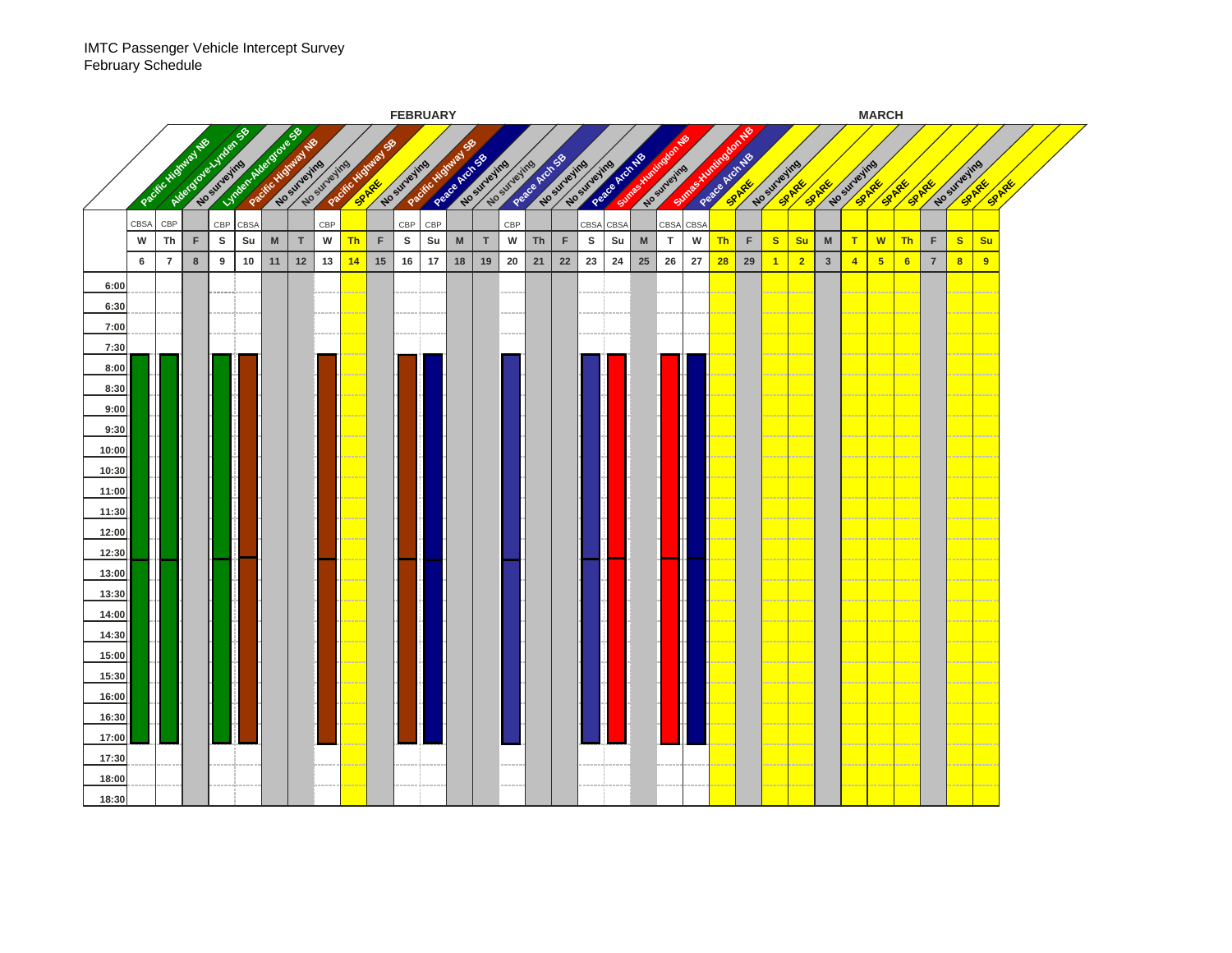IMTC Passenger Vehicle Intercept Survey
February Schedule

| Month | Date | Day | Agency | Location |
|---|---|---|---|---|
| FEBRUARY | 6 | W | CBSA | Pacific Highway NB |
| | 7 | Th | CBP | Aldergrove-Lynden SB |
| | 8 | F | | No surveying |
| | 9 | S | CBP | Lynden-Aldergrove SB |
| | 10 | Su | CBSA | Pacific Highway NB |
| | 11 | M | | No surveying |
| | 12 | T | | No surveying |
| | 13 | W | CBP | Pacific Highway SB |
| | 14 | Th | | SPARE |
| | 15 | F | | No surveying |
| | 16 | S | CBP | Pacific Highway SB |
| | 17 | Su | CBP | Peace Arch SB |
| | 18 | M | | No surveying |
| | 19 | T | | No surveying |
| | 20 | W | CBP | Peace Arch SB |
| | 21 | Th | | No surveying |
| | 22 | F | | No surveying |
| | 23 | S | CBSA | Peace Arch NB |
| | 24 | Su | CBSA | Sumas-Huntingdon NB |
| | 25 | M | | No surveying |
| | 26 | T | CBSA | Sumas-Huntingdon NB |
| | 27 | W | CBSA | Peace Arch NB |
| | 28 | Th | | SPARE |
| | 29 | F | | No surveying |
| MARCH | 1 | S | | SPARE |
| | 2 | Su | | SPARE |
| | 3 | M | | No surveying |
| | 4 | T | | SPARE |
| | 5 | W | | SPARE |
| | 6 | Th | | SPARE |
| | 7 | F | | No surveying |
| | 8 | S | | SPARE |
| | 9 | Su | | SPARE |

6:00
6:30
7:00
7:30
8:00
8:30
9:00
9:30
10:00
10:30
11:00
11:30
12:00
12:30
13:00
13:30
14:00
14:30
15:00
15:30
16:00
16:30
17:00
17:30
18:00
18:30